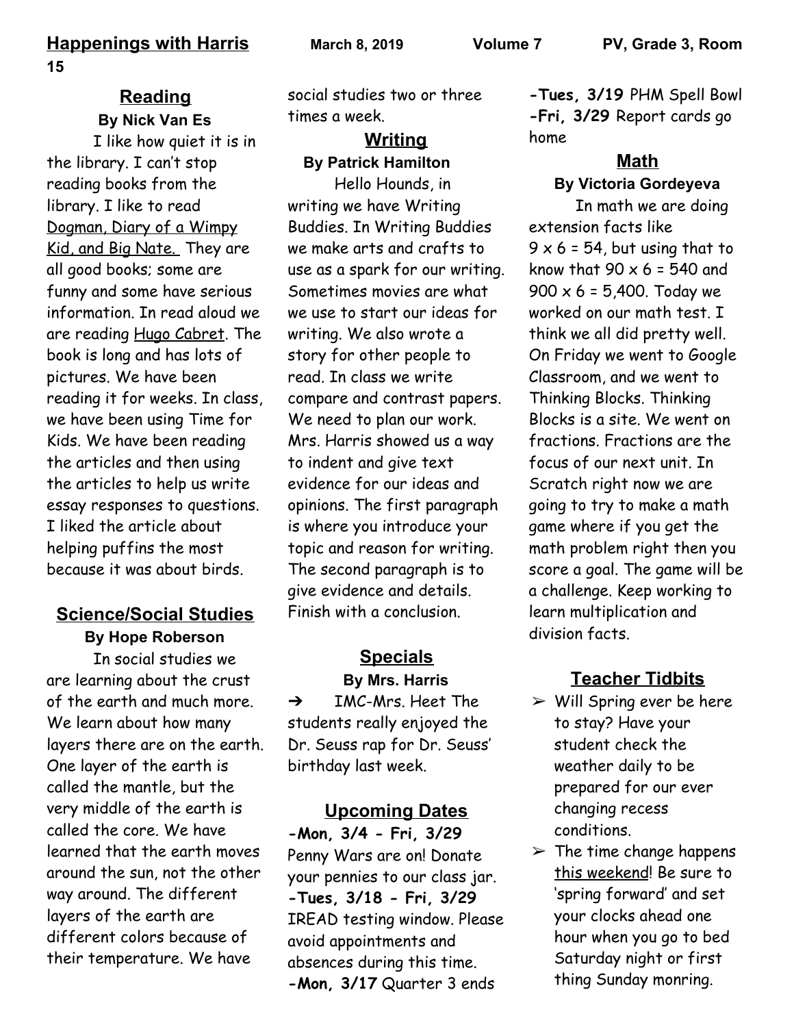# Happenings with Harris

**March 8, 2019 | Volume 7 | PV, Grade 3, Room 15**

## Reading

**By Nick Van Es**

I like how quiet it is in the library. I can't stop reading books from the library. I like to read Dogman, Diary of a Wimpy Kid, and Big Nate. They are all good books; some are funny and some have serious information. In read aloud we are reading Hugo Cabret. The book is long and has lots of pictures. We have been reading it for weeks. In class, we have been using Time for Kids. We have been reading the articles and then using the articles to help us write essay responses to questions. I liked the article about helping puffins the most because it was about birds.

## Science/Social Studies

**By Hope Roberson**

In social studies we are learning about the crust of the earth and much more. We learn about how many layers there are on the earth. One layer of the earth is called the mantle, but the very middle of the earth is called the core. We have learned that the earth moves around the sun, not the other way around. The different layers of the earth are different colors because of their temperature. We have social studies two or three times a week.

## Writing

**By Patrick Hamilton**

Hello Hounds, in writing we have Writing Buddies. In Writing Buddies we make arts and crafts to use as a spark for our writing. Sometimes movies are what we use to start our ideas for writing. We also wrote a story for other people to read. In class we write compare and contrast papers. We need to plan our work. Mrs. Harris showed us a way to indent and give text evidence for our ideas and opinions. The first paragraph is where you introduce your topic and reason for writing. The second paragraph is to give evidence and details. Finish with a conclusion.

## Specials

**By Mrs. Harris**

➔ IMC-Mrs. Heet The students really enjoyed the Dr. Seuss rap for Dr. Seuss' birthday last week.

## Upcoming Dates

**-Mon, 3/4 - Fri, 3/29** Penny Wars are on! Donate your pennies to our class jar.
**-Tues, 3/18 - Fri, 3/29** IREAD testing window. Please avoid appointments and absences during this time.
**-Mon, 3/17** Quarter 3 ends
**-Tues, 3/19** PHM Spell Bowl
**-Fri, 3/29** Report cards go home

## Math

**By Victoria Gordeyeva**

In math we are doing extension facts like $9 \times 6 = 54$, but using that to know that $90 \times 6 = 540$ and $900 \times 6 = 5{,}400$. Today we worked on our math test. I think we all did pretty well. On Friday we went to Google Classroom, and we went to Thinking Blocks. Thinking Blocks is a site. We went on fractions. Fractions are the focus of our next unit. In Scratch right now we are going to try to make a math game where if you get the math problem right then you score a goal. The game will be a challenge. Keep working to learn multiplication and division facts.

## Teacher Tidbits

- Will Spring ever be here to stay? Have your student check the weather daily to be prepared for our ever changing recess conditions.
- The time change happens this weekend! Be sure to 'spring forward' and set your clocks ahead one hour when you go to bed Saturday night or first thing Sunday monring.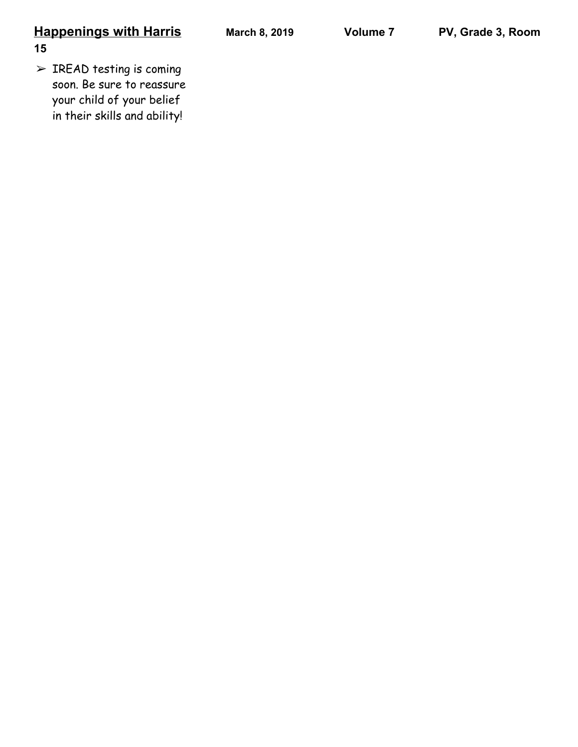- ➢ IREAD testing is coming soon. Be sure to reassure your child of your belief in their skills and ability!